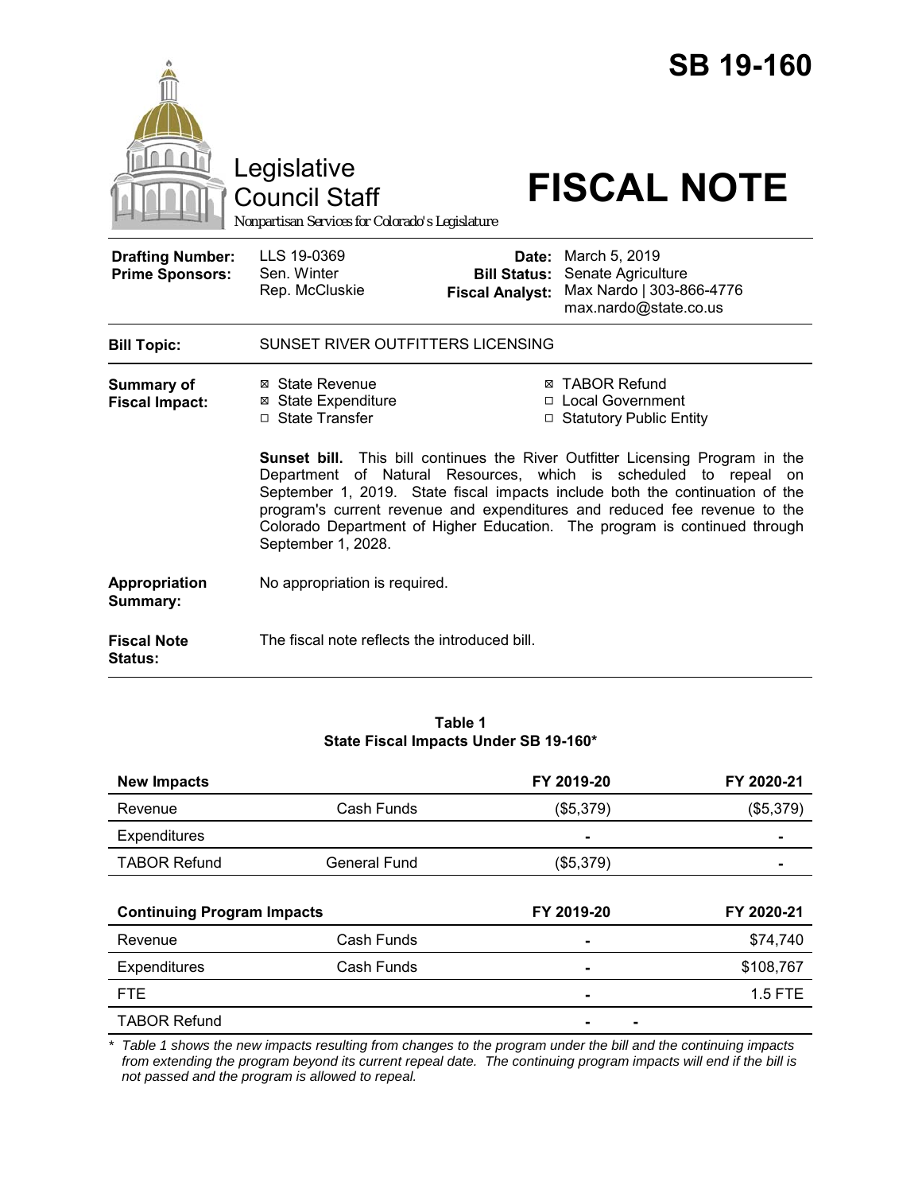# SB 19-160

Legislative Council Staff

*Nonpartisan Services for Colorado's Legislature*

# FISCAL NOTE

| | | | |
|---|---|---|---|
| **Drafting Number:** | LLS 19-0369 | **Date:** | March 5, 2019 |
| **Prime Sponsors:** | Sen. Winter<br>Rep. McCluskie | **Bill Status:** | Senate Agriculture |
| | | **Fiscal Analyst:** | Max Nardo \| 303-866-4776<br>max.nardo@state.co.us |

**Bill Topic:** SUNSET RIVER OUTFITTERS LICENSING

**Summary of Fiscal Impact:**

- ☒ State Revenue
- ☒ State Expenditure
- ☐ State Transfer
- ☒ TABOR Refund
- ☐ Local Government
- ☐ Statutory Public Entity

**Sunset bill.** This bill continues the River Outfitter Licensing Program in the Department of Natural Resources, which is scheduled to repeal on September 1, 2019. State fiscal impacts include both the continuation of the program's current revenue and expenditures and reduced fee revenue to the Colorado Department of Higher Education. The program is continued through September 1, 2028.

**Appropriation Summary:** No appropriation is required.

**Fiscal Note Status:** The fiscal note reflects the introduced bill.

**Table 1**
**State Fiscal Impacts Under SB 19-160***

| **New Impacts** | | **FY 2019-20** | **FY 2020-21** |
|---|---|---|---|
| Revenue | Cash Funds | ($5,379) | ($5,379) |
| Expenditures | | - | - |
| TABOR Refund | General Fund | ($5,379) | - |
| **Continuing Program Impacts** | | **FY 2019-20** | **FY 2020-21** |
| Revenue | Cash Funds | - | $74,740 |
| Expenditures | Cash Funds | - | $108,767 |
| FTE | | - | 1.5 FTE |
| TABOR Refund | | - | - |

*\* Table 1 shows the new impacts resulting from changes to the program under the bill and the continuing impacts from extending the program beyond its current repeal date. The continuing program impacts will end if the bill is not passed and the program is allowed to repeal.*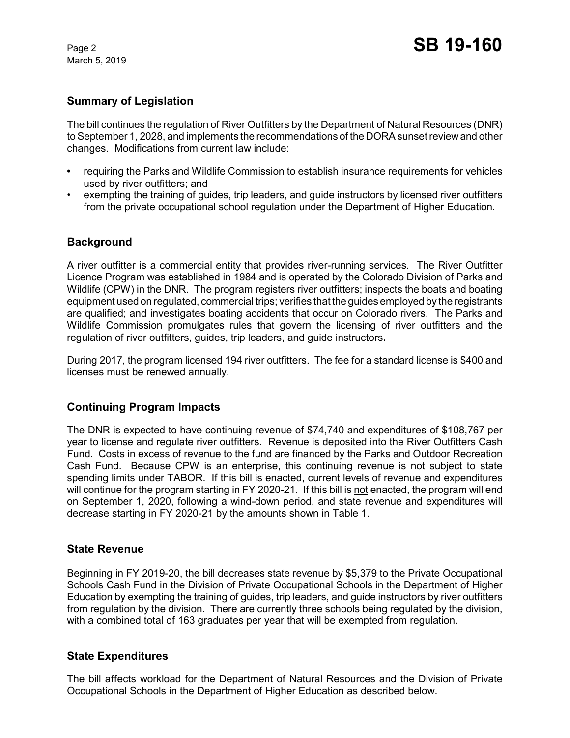## Summary of Legislation

The bill continues the regulation of River Outfitters by the Department of Natural Resources (DNR) to September 1, 2028, and implements the recommendations of the DORA sunset review and other changes. Modifications from current law include:

- requiring the Parks and Wildlife Commission to establish insurance requirements for vehicles used by river outfitters; and
- exempting the training of guides, trip leaders, and guide instructors by licensed river outfitters from the private occupational school regulation under the Department of Higher Education.

## Background

A river outfitter is a commercial entity that provides river-running services. The River Outfitter Licence Program was established in 1984 and is operated by the Colorado Division of Parks and Wildlife (CPW) in the DNR. The program registers river outfitters; inspects the boats and boating equipment used on regulated, commercial trips; verifies that the guides employed by the registrants are qualified; and investigates boating accidents that occur on Colorado rivers. The Parks and Wildlife Commission promulgates rules that govern the licensing of river outfitters and the regulation of river outfitters, guides, trip leaders, and guide instructors**.**

During 2017, the program licensed 194 river outfitters. The fee for a standard license is $400 and licenses must be renewed annually.

## Continuing Program Impacts

The DNR is expected to have continuing revenue of $74,740 and expenditures of $108,767 per year to license and regulate river outfitters. Revenue is deposited into the River Outfitters Cash Fund. Costs in excess of revenue to the fund are financed by the Parks and Outdoor Recreation Cash Fund. Because CPW is an enterprise, this continuing revenue is not subject to state spending limits under TABOR. If this bill is enacted, current levels of revenue and expenditures will continue for the program starting in FY 2020-21. If this bill is not enacted, the program will end on September 1, 2020, following a wind-down period, and state revenue and expenditures will decrease starting in FY 2020-21 by the amounts shown in Table 1.

## State Revenue

Beginning in FY 2019-20, the bill decreases state revenue by $5,379 to the Private Occupational Schools Cash Fund in the Division of Private Occupational Schools in the Department of Higher Education by exempting the training of guides, trip leaders, and guide instructors by river outfitters from regulation by the division. There are currently three schools being regulated by the division, with a combined total of 163 graduates per year that will be exempted from regulation.

## State Expenditures

The bill affects workload for the Department of Natural Resources and the Division of Private Occupational Schools in the Department of Higher Education as described below.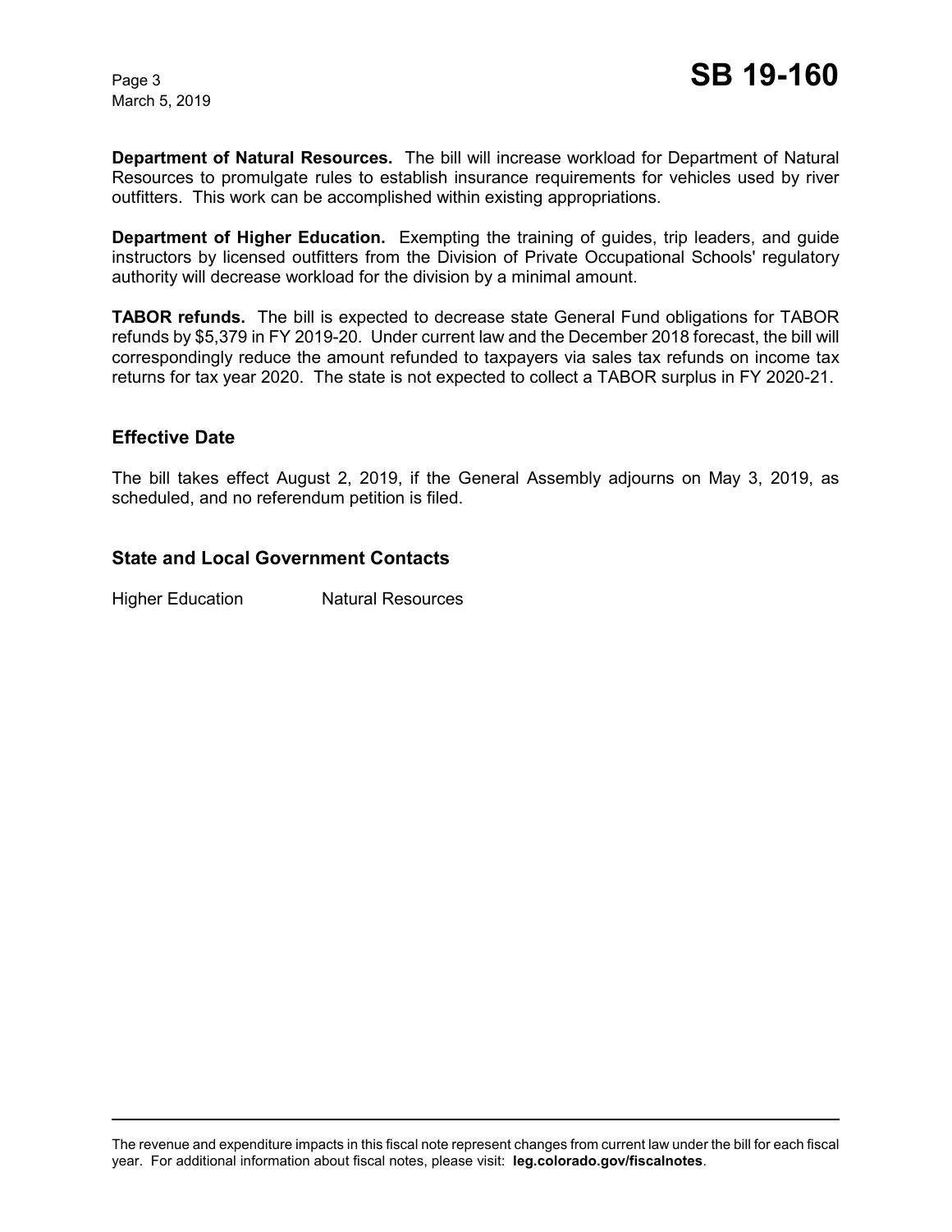**Department of Natural Resources.** The bill will increase workload for Department of Natural Resources to promulgate rules to establish insurance requirements for vehicles used by river outfitters. This work can be accomplished within existing appropriations.

**Department of Higher Education.** Exempting the training of guides, trip leaders, and guide instructors by licensed outfitters from the Division of Private Occupational Schools' regulatory authority will decrease workload for the division by a minimal amount.

**TABOR refunds.** The bill is expected to decrease state General Fund obligations for TABOR refunds by $5,379 in FY 2019-20. Under current law and the December 2018 forecast, the bill will correspondingly reduce the amount refunded to taxpayers via sales tax refunds on income tax returns for tax year 2020. The state is not expected to collect a TABOR surplus in FY 2020-21.

## Effective Date

The bill takes effect August 2, 2019, if the General Assembly adjourns on May 3, 2019, as scheduled, and no referendum petition is filed.

## State and Local Government Contacts

Higher Education Natural Resources

The revenue and expenditure impacts in this fiscal note represent changes from current law under the bill for each fiscal year. For additional information about fiscal notes, please visit: **leg.colorado.gov/fiscalnotes**.